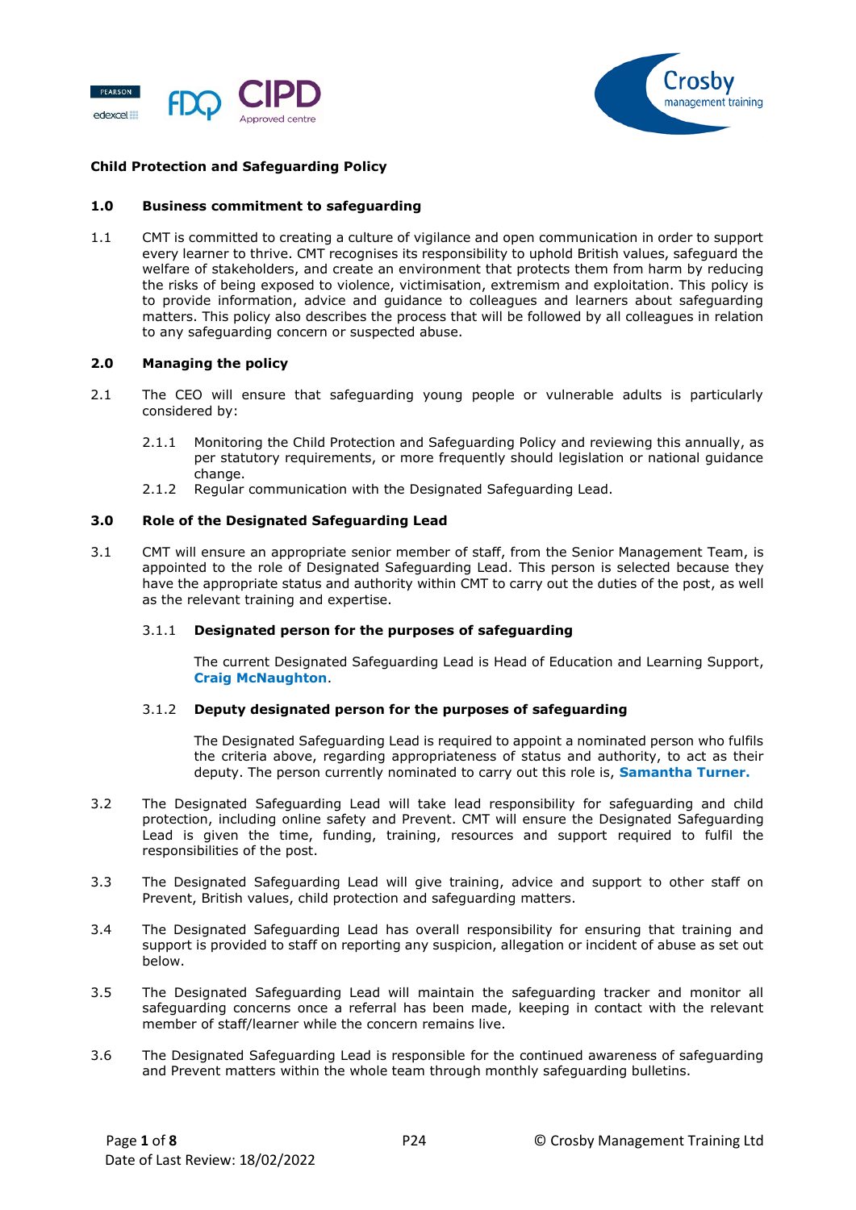# Child Protection and Safeguarding Policy

## 1.0 Business commitment to safeguarding

1.1 CMT is committed to creating a culture of vigilance and open communication in order to support every learner to thrive. CMT recognises its responsibility to uphold British values, safeguard the welfare of stakeholders, and create an environment that protects them from harm by reducing the risks of being exposed to violence, victimisation, extremism and exploitation. This policy is to provide information, advice and guidance to colleagues and learners about safeguarding matters. This policy also describes the process that will be followed by all colleagues in relation to any safeguarding concern or suspected abuse.

## 2.0 Managing the policy

2.1 The CEO will ensure that safeguarding young people or vulnerable adults is particularly considered by:

- 2.1.1 Monitoring the Child Protection and Safeguarding Policy and reviewing this annually, as per statutory requirements, or more frequently should legislation or national guidance change.
- 2.1.2 Regular communication with the Designated Safeguarding Lead.

## 3.0 Role of the Designated Safeguarding Lead

3.1 CMT will ensure an appropriate senior member of staff, from the Senior Management Team, is appointed to the role of Designated Safeguarding Lead. This person is selected because they have the appropriate status and authority within CMT to carry out the duties of the post, as well as the relevant training and expertise.

### 3.1.1 Designated person for the purposes of safeguarding

The current Designated Safeguarding Lead is Head of Education and Learning Support, **Craig McNaughton**.

### 3.1.2 Deputy designated person for the purposes of safeguarding

The Designated Safeguarding Lead is required to appoint a nominated person who fulfils the criteria above, regarding appropriateness of status and authority, to act as their deputy. The person currently nominated to carry out this role is, **Samantha Turner.**

3.2 The Designated Safeguarding Lead will take lead responsibility for safeguarding and child protection, including online safety and Prevent. CMT will ensure the Designated Safeguarding Lead is given the time, funding, training, resources and support required to fulfil the responsibilities of the post.

3.3 The Designated Safeguarding Lead will give training, advice and support to other staff on Prevent, British values, child protection and safeguarding matters.

3.4 The Designated Safeguarding Lead has overall responsibility for ensuring that training and support is provided to staff on reporting any suspicion, allegation or incident of abuse as set out below.

3.5 The Designated Safeguarding Lead will maintain the safeguarding tracker and monitor all safeguarding concerns once a referral has been made, keeping in contact with the relevant member of staff/learner while the concern remains live.

3.6 The Designated Safeguarding Lead is responsible for the continued awareness of safeguarding and Prevent matters within the whole team through monthly safeguarding bulletins.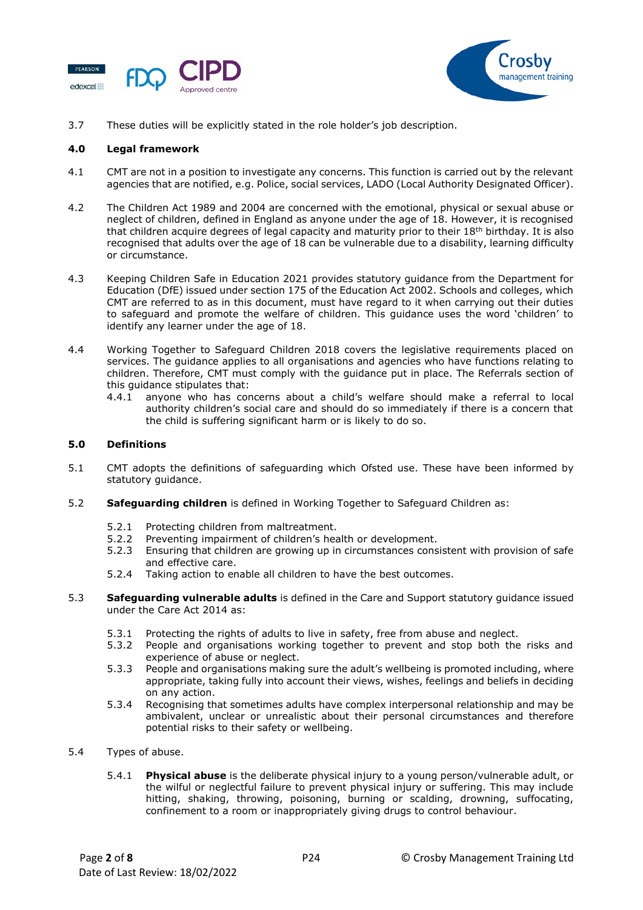3.7 These duties will be explicitly stated in the role holder's job description.

**4.0 Legal framework**

4.1 CMT are not in a position to investigate any concerns. This function is carried out by the relevant agencies that are notified, e.g. Police, social services, LADO (Local Authority Designated Officer).

4.2 The Children Act 1989 and 2004 are concerned with the emotional, physical or sexual abuse or neglect of children, defined in England as anyone under the age of 18. However, it is recognised that children acquire degrees of legal capacity and maturity prior to their 18th birthday. It is also recognised that adults over the age of 18 can be vulnerable due to a disability, learning difficulty or circumstance.

4.3 Keeping Children Safe in Education 2021 provides statutory guidance from the Department for Education (DfE) issued under section 175 of the Education Act 2002. Schools and colleges, which CMT are referred to as in this document, must have regard to it when carrying out their duties to safeguard and promote the welfare of children. This guidance uses the word 'children' to identify any learner under the age of 18.

4.4 Working Together to Safeguard Children 2018 covers the legislative requirements placed on services. The guidance applies to all organisations and agencies who have functions relating to children. Therefore, CMT must comply with the guidance put in place. The Referrals section of this guidance stipulates that:

4.4.1 anyone who has concerns about a child's welfare should make a referral to local authority children's social care and should do so immediately if there is a concern that the child is suffering significant harm or is likely to do so.

**5.0 Definitions**

5.1 CMT adopts the definitions of safeguarding which Ofsted use. These have been informed by statutory guidance.

5.2 **Safeguarding children** is defined in Working Together to Safeguard Children as:

5.2.1 Protecting children from maltreatment.
5.2.2 Preventing impairment of children's health or development.
5.2.3 Ensuring that children are growing up in circumstances consistent with provision of safe and effective care.
5.2.4 Taking action to enable all children to have the best outcomes.

5.3 **Safeguarding vulnerable adults** is defined in the Care and Support statutory guidance issued under the Care Act 2014 as:

5.3.1 Protecting the rights of adults to live in safety, free from abuse and neglect.
5.3.2 People and organisations working together to prevent and stop both the risks and experience of abuse or neglect.
5.3.3 People and organisations making sure the adult's wellbeing is promoted including, where appropriate, taking fully into account their views, wishes, feelings and beliefs in deciding on any action.
5.3.4 Recognising that sometimes adults have complex interpersonal relationship and may be ambivalent, unclear or unrealistic about their personal circumstances and therefore potential risks to their safety or wellbeing.

5.4 Types of abuse.

5.4.1 **Physical abuse** is the deliberate physical injury to a young person/vulnerable adult, or the wilful or neglectful failure to prevent physical injury or suffering. This may include hitting, shaking, throwing, poisoning, burning or scalding, drowning, suffocating, confinement to a room or inappropriately giving drugs to control behaviour.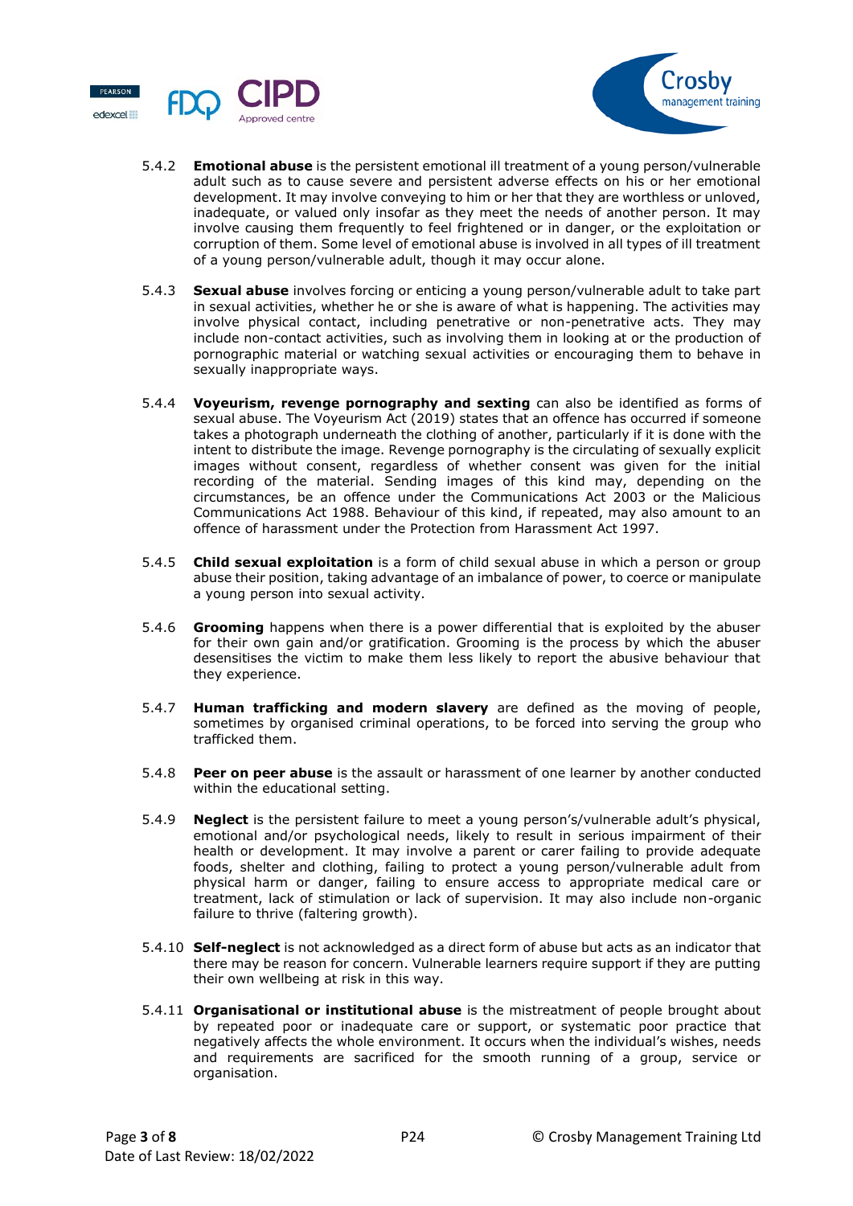5.4.2 **Emotional abuse** is the persistent emotional ill treatment of a young person/vulnerable adult such as to cause severe and persistent adverse effects on his or her emotional development. It may involve conveying to him or her that they are worthless or unloved, inadequate, or valued only insofar as they meet the needs of another person. It may involve causing them frequently to feel frightened or in danger, or the exploitation or corruption of them. Some level of emotional abuse is involved in all types of ill treatment of a young person/vulnerable adult, though it may occur alone.

5.4.3 **Sexual abuse** involves forcing or enticing a young person/vulnerable adult to take part in sexual activities, whether he or she is aware of what is happening. The activities may involve physical contact, including penetrative or non-penetrative acts. They may include non-contact activities, such as involving them in looking at or the production of pornographic material or watching sexual activities or encouraging them to behave in sexually inappropriate ways.

5.4.4 **Voyeurism, revenge pornography and sexting** can also be identified as forms of sexual abuse. The Voyeurism Act (2019) states that an offence has occurred if someone takes a photograph underneath the clothing of another, particularly if it is done with the intent to distribute the image. Revenge pornography is the circulating of sexually explicit images without consent, regardless of whether consent was given for the initial recording of the material. Sending images of this kind may, depending on the circumstances, be an offence under the Communications Act 2003 or the Malicious Communications Act 1988. Behaviour of this kind, if repeated, may also amount to an offence of harassment under the Protection from Harassment Act 1997.

5.4.5 **Child sexual exploitation** is a form of child sexual abuse in which a person or group abuse their position, taking advantage of an imbalance of power, to coerce or manipulate a young person into sexual activity.

5.4.6 **Grooming** happens when there is a power differential that is exploited by the abuser for their own gain and/or gratification. Grooming is the process by which the abuser desensitises the victim to make them less likely to report the abusive behaviour that they experience.

5.4.7 **Human trafficking and modern slavery** are defined as the moving of people, sometimes by organised criminal operations, to be forced into serving the group who trafficked them.

5.4.8 **Peer on peer abuse** is the assault or harassment of one learner by another conducted within the educational setting.

5.4.9 **Neglect** is the persistent failure to meet a young person's/vulnerable adult's physical, emotional and/or psychological needs, likely to result in serious impairment of their health or development. It may involve a parent or carer failing to provide adequate foods, shelter and clothing, failing to protect a young person/vulnerable adult from physical harm or danger, failing to ensure access to appropriate medical care or treatment, lack of stimulation or lack of supervision. It may also include non-organic failure to thrive (faltering growth).

5.4.10 **Self-neglect** is not acknowledged as a direct form of abuse but acts as an indicator that there may be reason for concern. Vulnerable learners require support if they are putting their own wellbeing at risk in this way.

5.4.11 **Organisational or institutional abuse** is the mistreatment of people brought about by repeated poor or inadequate care or support, or systematic poor practice that negatively affects the whole environment. It occurs when the individual's wishes, needs and requirements are sacrificed for the smooth running of a group, service or organisation.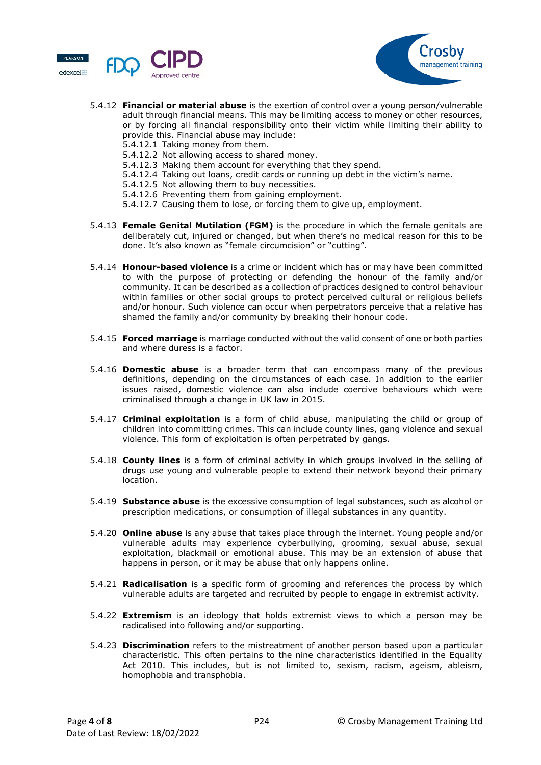5.4.12 **Financial or material abuse** is the exertion of control over a young person/vulnerable adult through financial means. This may be limiting access to money or other resources, or by forcing all financial responsibility onto their victim while limiting their ability to provide this. Financial abuse may include:

5.4.12.1 Taking money from them.
5.4.12.2 Not allowing access to shared money.
5.4.12.3 Making them account for everything that they spend.
5.4.12.4 Taking out loans, credit cards or running up debt in the victim's name.
5.4.12.5 Not allowing them to buy necessities.
5.4.12.6 Preventing them from gaining employment.
5.4.12.7 Causing them to lose, or forcing them to give up, employment.

5.4.13 **Female Genital Mutilation (FGM)** is the procedure in which the female genitals are deliberately cut, injured or changed, but when there's no medical reason for this to be done. It's also known as "female circumcision" or "cutting".

5.4.14 **Honour-based violence** is a crime or incident which has or may have been committed to with the purpose of protecting or defending the honour of the family and/or community. It can be described as a collection of practices designed to control behaviour within families or other social groups to protect perceived cultural or religious beliefs and/or honour. Such violence can occur when perpetrators perceive that a relative has shamed the family and/or community by breaking their honour code.

5.4.15 **Forced marriage** is marriage conducted without the valid consent of one or both parties and where duress is a factor.

5.4.16 **Domestic abuse** is a broader term that can encompass many of the previous definitions, depending on the circumstances of each case. In addition to the earlier issues raised, domestic violence can also include coercive behaviours which were criminalised through a change in UK law in 2015.

5.4.17 **Criminal exploitation** is a form of child abuse, manipulating the child or group of children into committing crimes. This can include county lines, gang violence and sexual violence. This form of exploitation is often perpetrated by gangs.

5.4.18 **County lines** is a form of criminal activity in which groups involved in the selling of drugs use young and vulnerable people to extend their network beyond their primary location.

5.4.19 **Substance abuse** is the excessive consumption of legal substances, such as alcohol or prescription medications, or consumption of illegal substances in any quantity.

5.4.20 **Online abuse** is any abuse that takes place through the internet. Young people and/or vulnerable adults may experience cyberbullying, grooming, sexual abuse, sexual exploitation, blackmail or emotional abuse. This may be an extension of abuse that happens in person, or it may be abuse that only happens online.

5.4.21 **Radicalisation** is a specific form of grooming and references the process by which vulnerable adults are targeted and recruited by people to engage in extremist activity.

5.4.22 **Extremism** is an ideology that holds extremist views to which a person may be radicalised into following and/or supporting.

5.4.23 **Discrimination** refers to the mistreatment of another person based upon a particular characteristic. This often pertains to the nine characteristics identified in the Equality Act 2010. This includes, but is not limited to, sexism, racism, ageism, ableism, homophobia and transphobia.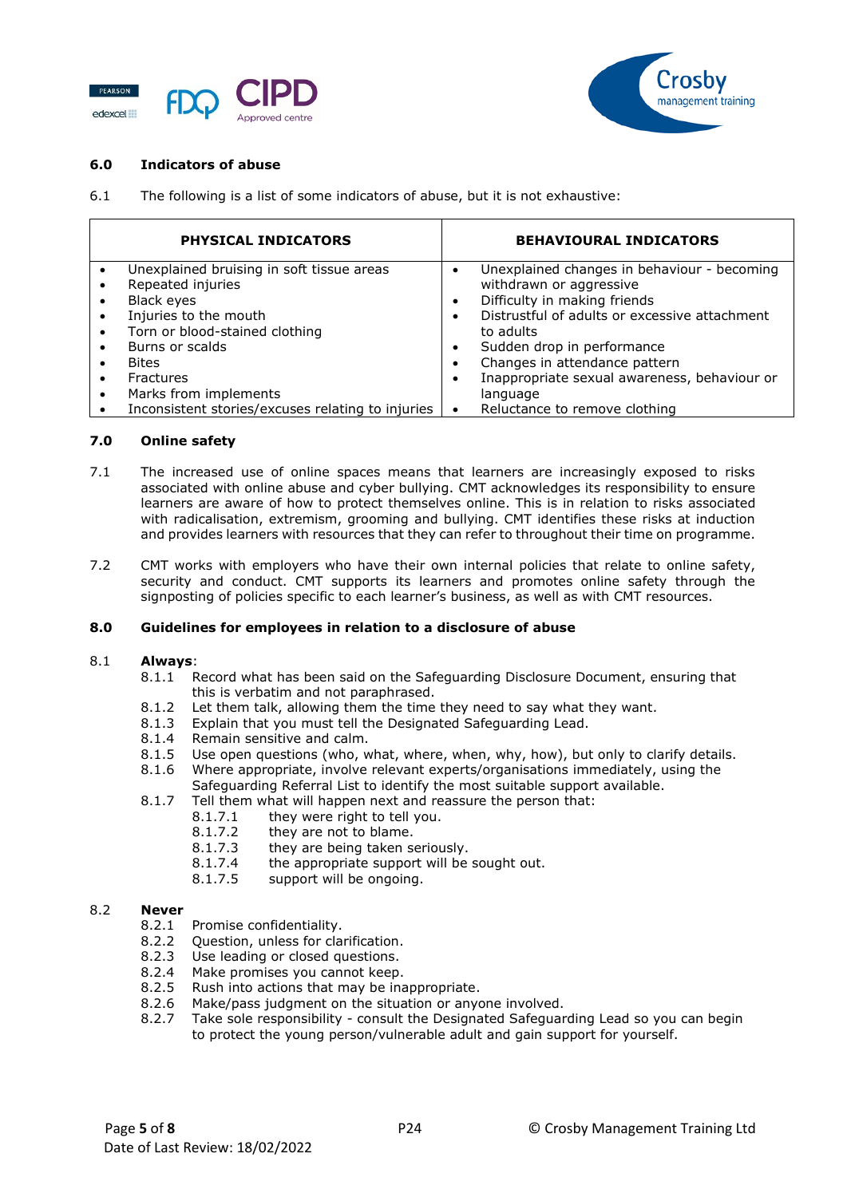## 6.0 Indicators of abuse

6.1 The following is a list of some indicators of abuse, but it is not exhaustive:

| PHYSICAL INDICATORS | BEHAVIOURAL INDICATORS |
|---|---|
| • Unexplained bruising in soft tissue areas<br>• Repeated injuries<br>• Black eyes<br>• Injuries to the mouth<br>• Torn or blood-stained clothing<br>• Burns or scalds<br>• Bites<br>• Fractures<br>• Marks from implements<br>• Inconsistent stories/excuses relating to injuries | • Unexplained changes in behaviour - becoming withdrawn or aggressive<br>• Difficulty in making friends<br>• Distrustful of adults or excessive attachment to adults<br>• Sudden drop in performance<br>• Changes in attendance pattern<br>• Inappropriate sexual awareness, behaviour or language<br>• Reluctance to remove clothing |

## 7.0 Online safety

7.1 The increased use of online spaces means that learners are increasingly exposed to risks associated with online abuse and cyber bullying. CMT acknowledges its responsibility to ensure learners are aware of how to protect themselves online. This is in relation to risks associated with radicalisation, extremism, grooming and bullying. CMT identifies these risks at induction and provides learners with resources that they can refer to throughout their time on programme.

7.2 CMT works with employers who have their own internal policies that relate to online safety, security and conduct. CMT supports its learners and promotes online safety through the signposting of policies specific to each learner's business, as well as with CMT resources.

## 8.0 Guidelines for employees in relation to a disclosure of abuse

8.1 **Always**:

- 8.1.1 Record what has been said on the Safeguarding Disclosure Document, ensuring that this is verbatim and not paraphrased.
- 8.1.2 Let them talk, allowing them the time they need to say what they want.
- 8.1.3 Explain that you must tell the Designated Safeguarding Lead.
- 8.1.4 Remain sensitive and calm.
- 8.1.5 Use open questions (who, what, where, when, why, how), but only to clarify details.
- 8.1.6 Where appropriate, involve relevant experts/organisations immediately, using the Safeguarding Referral List to identify the most suitable support available.
- 8.1.7 Tell them what will happen next and reassure the person that:
  - 8.1.7.1 they were right to tell you.
  - 8.1.7.2 they are not to blame.
  - 8.1.7.3 they are being taken seriously.
  - 8.1.7.4 the appropriate support will be sought out.
  - 8.1.7.5 support will be ongoing.

8.2 **Never**

- 8.2.1 Promise confidentiality.
- 8.2.2 Question, unless for clarification.
- 8.2.3 Use leading or closed questions.
- 8.2.4 Make promises you cannot keep.
- 8.2.5 Rush into actions that may be inappropriate.
- 8.2.6 Make/pass judgment on the situation or anyone involved.
- 8.2.7 Take sole responsibility - consult the Designated Safeguarding Lead so you can begin to protect the young person/vulnerable adult and gain support for yourself.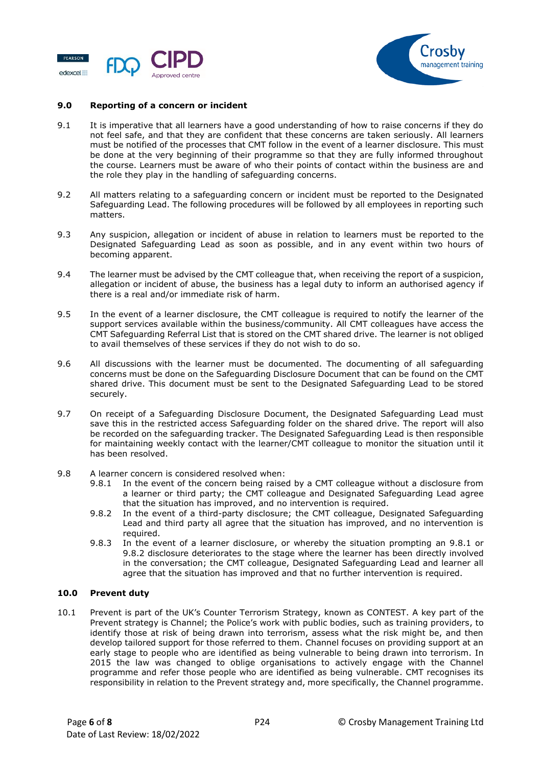## 9.0 Reporting of a concern or incident

9.1 It is imperative that all learners have a good understanding of how to raise concerns if they do not feel safe, and that they are confident that these concerns are taken seriously. All learners must be notified of the processes that CMT follow in the event of a learner disclosure. This must be done at the very beginning of their programme so that they are fully informed throughout the course. Learners must be aware of who their points of contact within the business are and the role they play in the handling of safeguarding concerns.

9.2 All matters relating to a safeguarding concern or incident must be reported to the Designated Safeguarding Lead. The following procedures will be followed by all employees in reporting such matters.

9.3 Any suspicion, allegation or incident of abuse in relation to learners must be reported to the Designated Safeguarding Lead as soon as possible, and in any event within two hours of becoming apparent.

9.4 The learner must be advised by the CMT colleague that, when receiving the report of a suspicion, allegation or incident of abuse, the business has a legal duty to inform an authorised agency if there is a real and/or immediate risk of harm.

9.5 In the event of a learner disclosure, the CMT colleague is required to notify the learner of the support services available within the business/community. All CMT colleagues have access the CMT Safeguarding Referral List that is stored on the CMT shared drive. The learner is not obliged to avail themselves of these services if they do not wish to do so.

9.6 All discussions with the learner must be documented. The documenting of all safeguarding concerns must be done on the Safeguarding Disclosure Document that can be found on the CMT shared drive. This document must be sent to the Designated Safeguarding Lead to be stored securely.

9.7 On receipt of a Safeguarding Disclosure Document, the Designated Safeguarding Lead must save this in the restricted access Safeguarding folder on the shared drive. The report will also be recorded on the safeguarding tracker. The Designated Safeguarding Lead is then responsible for maintaining weekly contact with the learner/CMT colleague to monitor the situation until it has been resolved.

9.8 A learner concern is considered resolved when:

- 9.8.1 In the event of the concern being raised by a CMT colleague without a disclosure from a learner or third party; the CMT colleague and Designated Safeguarding Lead agree that the situation has improved, and no intervention is required.
- 9.8.2 In the event of a third-party disclosure; the CMT colleague, Designated Safeguarding Lead and third party all agree that the situation has improved, and no intervention is required.
- 9.8.3 In the event of a learner disclosure, or whereby the situation prompting an 9.8.1 or 9.8.2 disclosure deteriorates to the stage where the learner has been directly involved in the conversation; the CMT colleague, Designated Safeguarding Lead and learner all agree that the situation has improved and that no further intervention is required.

## 10.0 Prevent duty

10.1 Prevent is part of the UK's Counter Terrorism Strategy, known as CONTEST. A key part of the Prevent strategy is Channel; the Police's work with public bodies, such as training providers, to identify those at risk of being drawn into terrorism, assess what the risk might be, and then develop tailored support for those referred to them. Channel focuses on providing support at an early stage to people who are identified as being vulnerable to being drawn into terrorism. In 2015 the law was changed to oblige organisations to actively engage with the Channel programme and refer those people who are identified as being vulnerable. CMT recognises its responsibility in relation to the Prevent strategy and, more specifically, the Channel programme.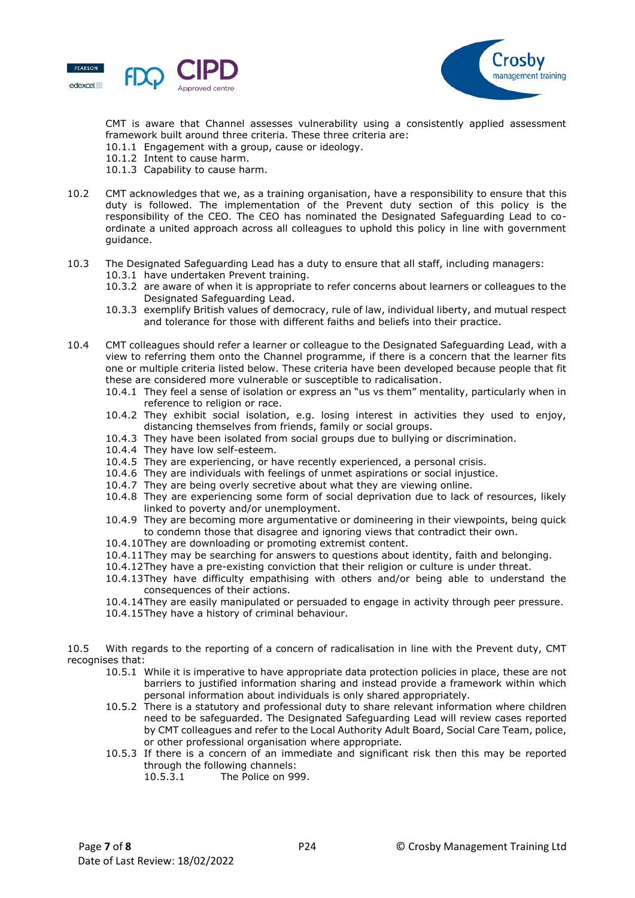CMT is aware that Channel assesses vulnerability using a consistently applied assessment framework built around three criteria. These three criteria are:

10.1.1 Engagement with a group, cause or ideology.
10.1.2 Intent to cause harm.
10.1.3 Capability to cause harm.

10.2 CMT acknowledges that we, as a training organisation, have a responsibility to ensure that this duty is followed. The implementation of the Prevent duty section of this policy is the responsibility of the CEO. The CEO has nominated the Designated Safeguarding Lead to co-ordinate a united approach across all colleagues to uphold this policy in line with government guidance.

10.3 The Designated Safeguarding Lead has a duty to ensure that all staff, including managers:

10.3.1 have undertaken Prevent training.
10.3.2 are aware of when it is appropriate to refer concerns about learners or colleagues to the Designated Safeguarding Lead.
10.3.3 exemplify British values of democracy, rule of law, individual liberty, and mutual respect and tolerance for those with different faiths and beliefs into their practice.

10.4 CMT colleagues should refer a learner or colleague to the Designated Safeguarding Lead, with a view to referring them onto the Channel programme, if there is a concern that the learner fits one or multiple criteria listed below. These criteria have been developed because people that fit these are considered more vulnerable or susceptible to radicalisation.

10.4.1 They feel a sense of isolation or express an "us vs them" mentality, particularly when in reference to religion or race.
10.4.2 They exhibit social isolation, e.g. losing interest in activities they used to enjoy, distancing themselves from friends, family or social groups.
10.4.3 They have been isolated from social groups due to bullying or discrimination.
10.4.4 They have low self-esteem.
10.4.5 They are experiencing, or have recently experienced, a personal crisis.
10.4.6 They are individuals with feelings of unmet aspirations or social injustice.
10.4.7 They are being overly secretive about what they are viewing online.
10.4.8 They are experiencing some form of social deprivation due to lack of resources, likely linked to poverty and/or unemployment.
10.4.9 They are becoming more argumentative or domineering in their viewpoints, being quick to condemn those that disagree and ignoring views that contradict their own.
10.4.10 They are downloading or promoting extremist content.
10.4.11 They may be searching for answers to questions about identity, faith and belonging.
10.4.12 They have a pre-existing conviction that their religion or culture is under threat.
10.4.13 They have difficulty empathising with others and/or being able to understand the consequences of their actions.
10.4.14 They are easily manipulated or persuaded to engage in activity through peer pressure.
10.4.15 They have a history of criminal behaviour.

10.5 With regards to the reporting of a concern of radicalisation in line with the Prevent duty, CMT recognises that:

10.5.1 While it is imperative to have appropriate data protection policies in place, these are not barriers to justified information sharing and instead provide a framework within which personal information about individuals is only shared appropriately.
10.5.2 There is a statutory and professional duty to share relevant information where children need to be safeguarded. The Designated Safeguarding Lead will review cases reported by CMT colleagues and refer to the Local Authority Adult Board, Social Care Team, police, or other professional organisation where appropriate.
10.5.3 If there is a concern of an immediate and significant risk then this may be reported through the following channels:
  10.5.3.1 The Police on 999.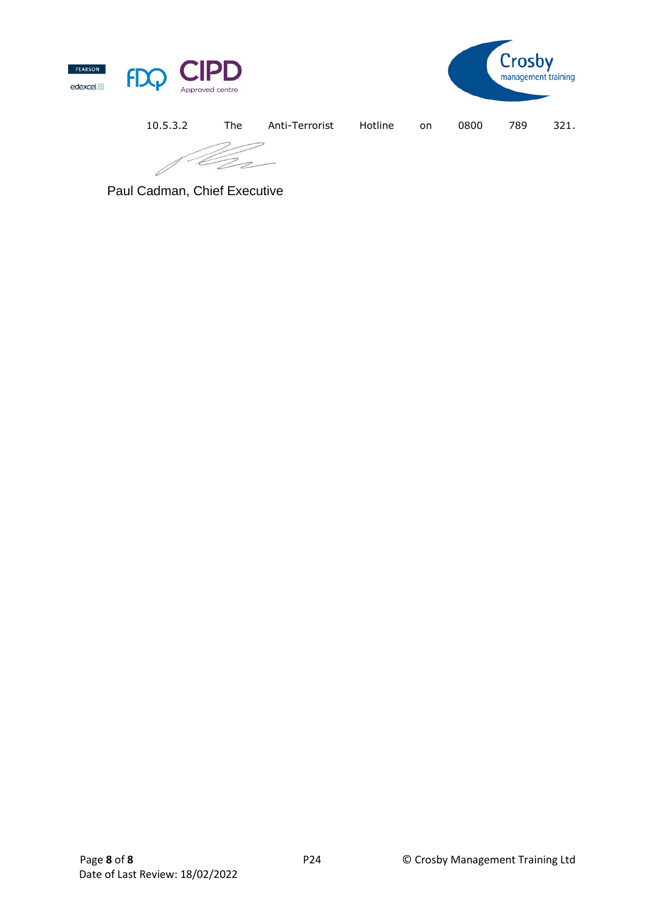10.5.3.2 The Anti-Terrorist Hotline on 0800 789 321.

Paul Cadman, Chief Executive